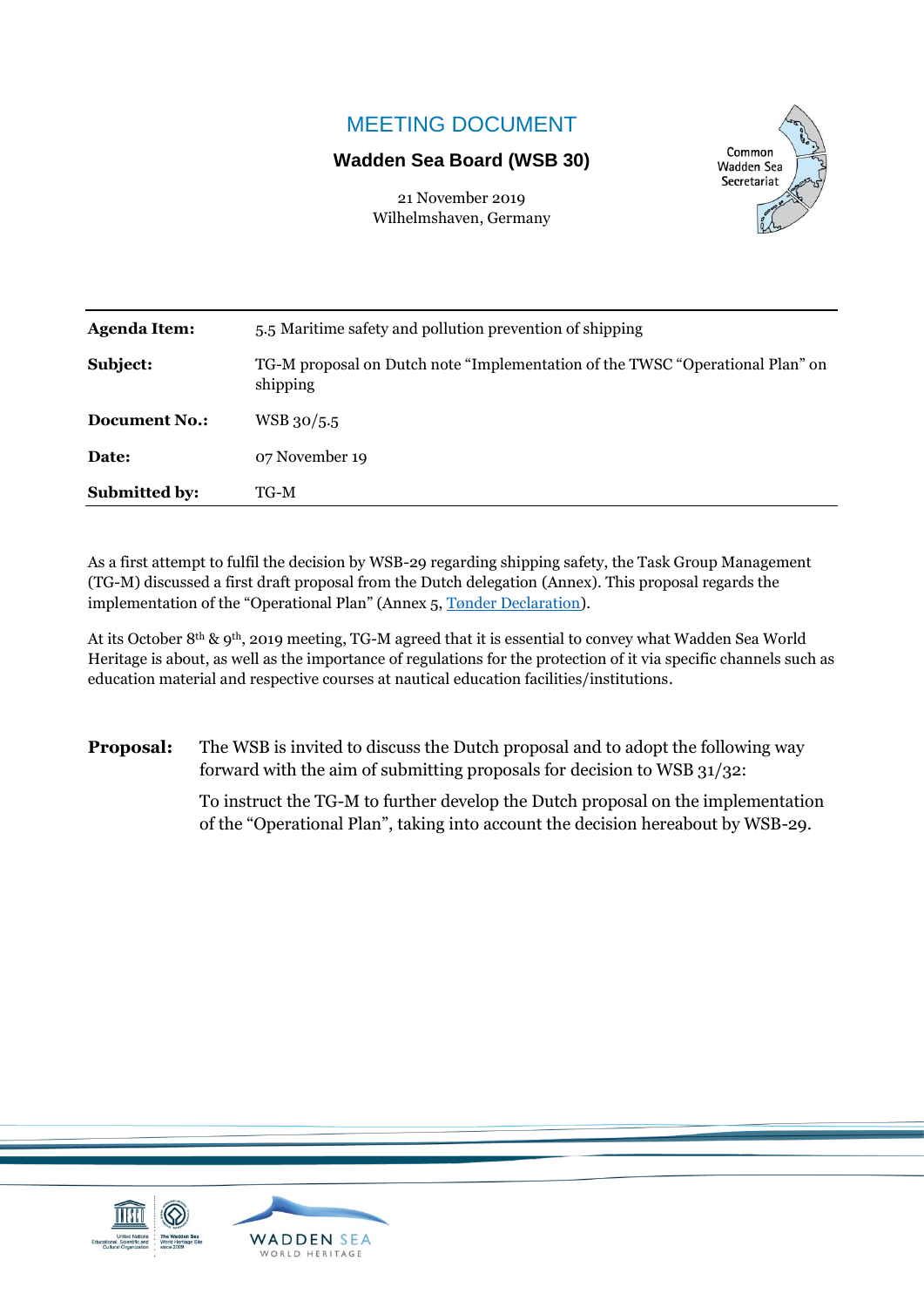# MEETING DOCUMENT

**Wadden Sea Board (WSB 30)**

21 November 2019
Wilhelmshaven, Germany

Common Wadden Sea Secretariat

| | |
|---|---|
| **Agenda Item:** | 5.5 Maritime safety and pollution prevention of shipping |
| **Subject:** | TG-M proposal on Dutch note "Implementation of the TWSC "Operational Plan" on shipping |
| **Document No.:** | WSB 30/5.5 |
| **Date:** | 07 November 19 |
| **Submitted by:** | TG-M |

As a first attempt to fulfil the decision by WSB-29 regarding shipping safety, the Task Group Management (TG-M) discussed a first draft proposal from the Dutch delegation (Annex). This proposal regards the implementation of the "Operational Plan" (Annex 5, Tønder Declaration).

At its October 8th & 9th, 2019 meeting, TG-M agreed that it is essential to convey what Wadden Sea World Heritage is about, as well as the importance of regulations for the protection of it via specific channels such as education material and respective courses at nautical education facilities/institutions.

**Proposal:** The WSB is invited to discuss the Dutch proposal and to adopt the following way forward with the aim of submitting proposals for decision to WSB 31/32:

To instruct the TG-M to further develop the Dutch proposal on the implementation of the "Operational Plan", taking into account the decision hereabout by WSB-29.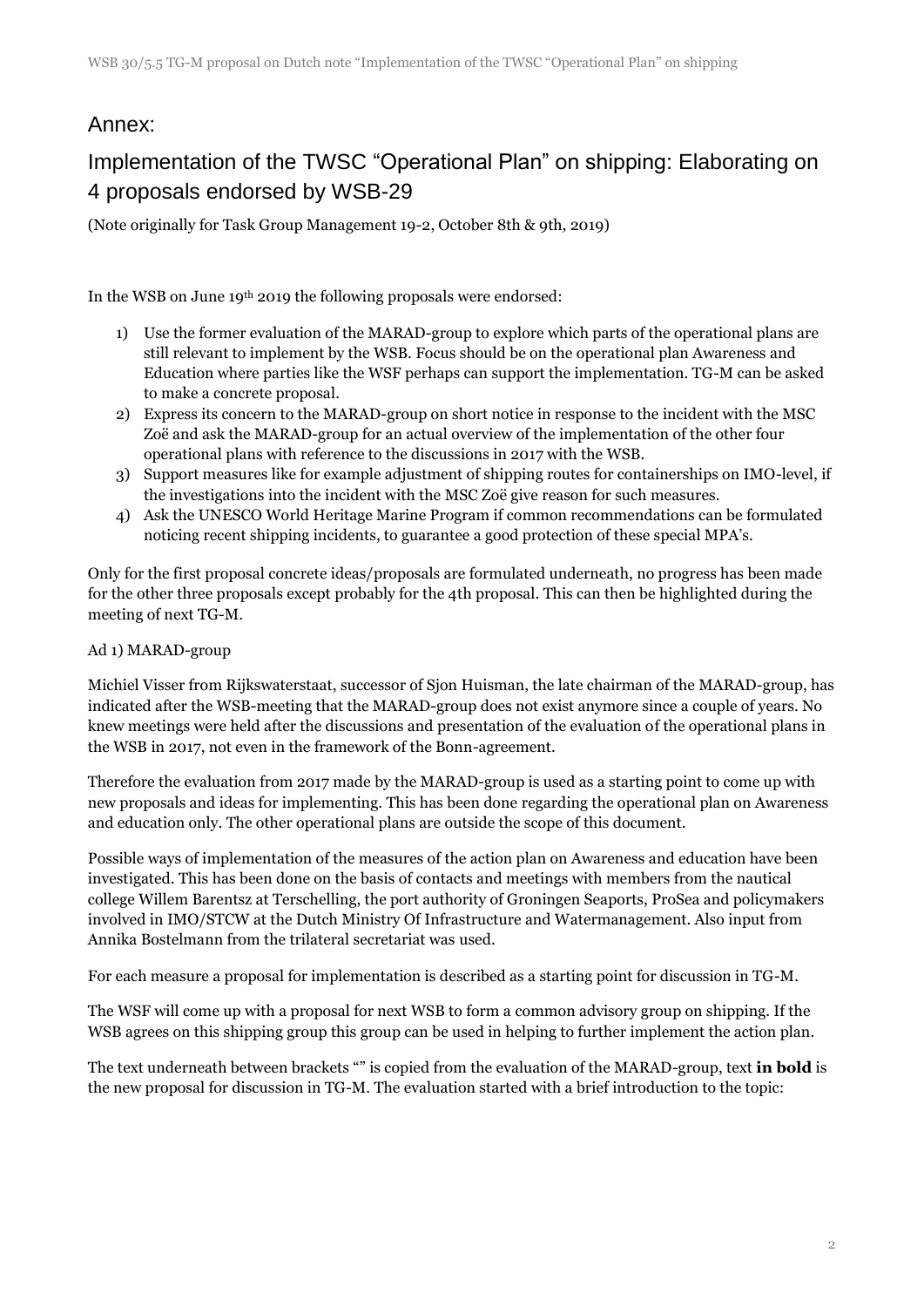# Annex:

## Implementation of the TWSC "Operational Plan" on shipping: Elaborating on 4 proposals endorsed by WSB-29

(Note originally for Task Group Management 19-2, October 8th & 9th, 2019)

In the WSB on June 19th 2019 the following proposals were endorsed:

1) Use the former evaluation of the MARAD-group to explore which parts of the operational plans are still relevant to implement by the WSB. Focus should be on the operational plan Awareness and Education where parties like the WSF perhaps can support the implementation. TG-M can be asked to make a concrete proposal.
2) Express its concern to the MARAD-group on short notice in response to the incident with the MSC Zoë and ask the MARAD-group for an actual overview of the implementation of the other four operational plans with reference to the discussions in 2017 with the WSB.
3) Support measures like for example adjustment of shipping routes for containerships on IMO-level, if the investigations into the incident with the MSC Zoë give reason for such measures.
4) Ask the UNESCO World Heritage Marine Program if common recommendations can be formulated noticing recent shipping incidents, to guarantee a good protection of these special MPA's.

Only for the first proposal concrete ideas/proposals are formulated underneath, no progress has been made for the other three proposals except probably for the 4th proposal. This can then be highlighted during the meeting of next TG-M.

Ad 1) MARAD-group

Michiel Visser from Rijkswaterstaat, successor of Sjon Huisman, the late chairman of the MARAD-group, has indicated after the WSB-meeting that the MARAD-group does not exist anymore since a couple of years. No knew meetings were held after the discussions and presentation of the evaluation of the operational plans in the WSB in 2017, not even in the framework of the Bonn-agreement.

Therefore the evaluation from 2017 made by the MARAD-group is used as a starting point to come up with new proposals and ideas for implementing. This has been done regarding the operational plan on Awareness and education only. The other operational plans are outside the scope of this document.

Possible ways of implementation of the measures of the action plan on Awareness and education have been investigated. This has been done on the basis of contacts and meetings with members from the nautical college Willem Barentsz at Terschelling, the port authority of Groningen Seaports, ProSea and policymakers involved in IMO/STCW at the Dutch Ministry Of Infrastructure and Watermanagement. Also input from Annika Bostelmann from the trilateral secretariat was used.

For each measure a proposal for implementation is described as a starting point for discussion in TG-M.

The WSF will come up with a proposal for next WSB to form a common advisory group on shipping. If the WSB agrees on this shipping group this group can be used in helping to further implement the action plan.

The text underneath between brackets "" is copied from the evaluation of the MARAD-group, text **in bold** is the new proposal for discussion in TG-M. The evaluation started with a brief introduction to the topic: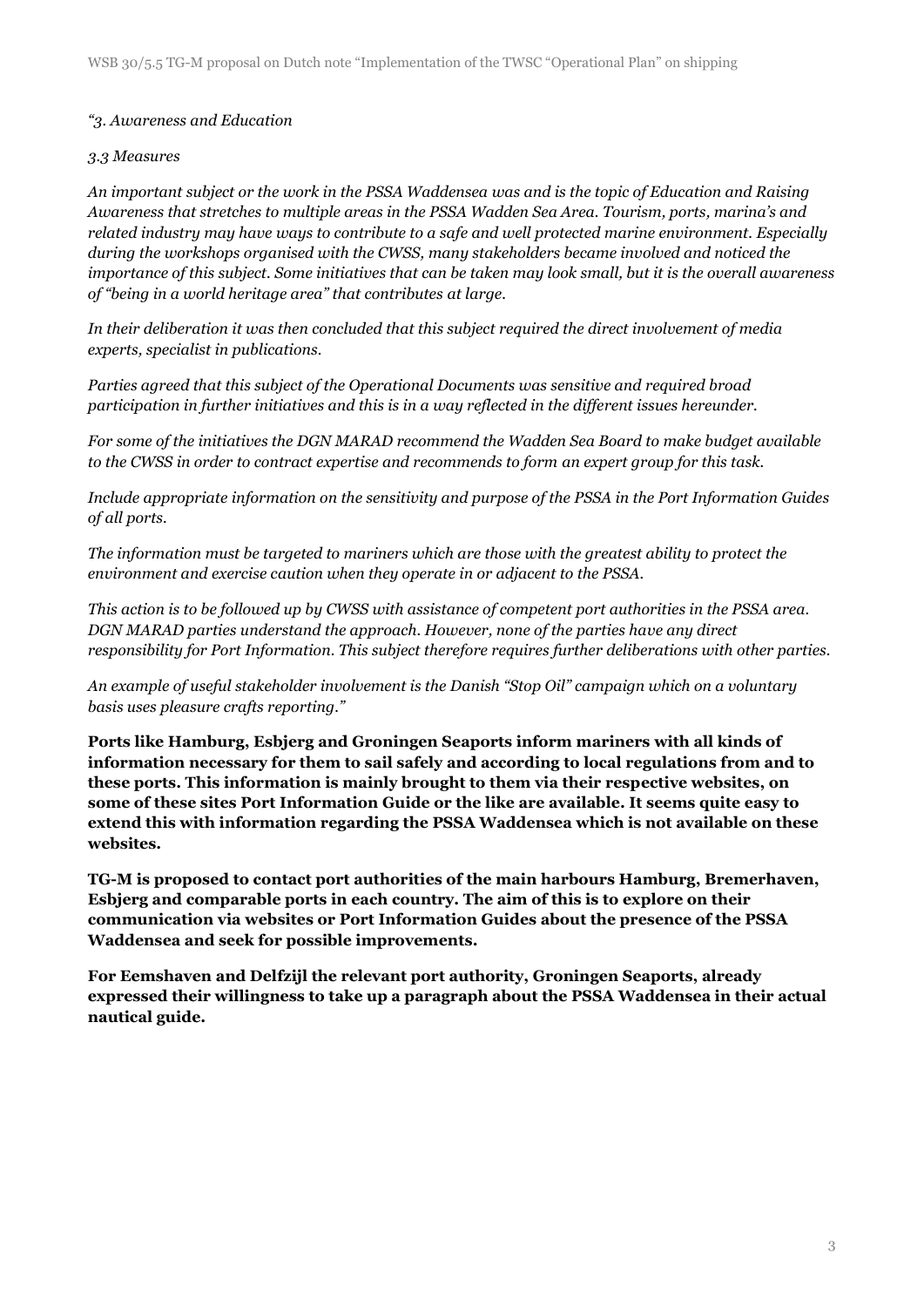*"3. Awareness and Education*

*3.3 Measures*

*An important subject or the work in the PSSA Waddensea was and is the topic of Education and Raising Awareness that stretches to multiple areas in the PSSA Wadden Sea Area. Tourism, ports, marina's and related industry may have ways to contribute to a safe and well protected marine environment. Especially during the workshops organised with the CWSS, many stakeholders became involved and noticed the importance of this subject. Some initiatives that can be taken may look small, but it is the overall awareness of "being in a world heritage area" that contributes at large.*

*In their deliberation it was then concluded that this subject required the direct involvement of media experts, specialist in publications.*

*Parties agreed that this subject of the Operational Documents was sensitive and required broad participation in further initiatives and this is in a way reflected in the different issues hereunder.*

*For some of the initiatives the DGN MARAD recommend the Wadden Sea Board to make budget available to the CWSS in order to contract expertise and recommends to form an expert group for this task.*

*Include appropriate information on the sensitivity and purpose of the PSSA in the Port Information Guides of all ports.*

*The information must be targeted to mariners which are those with the greatest ability to protect the environment and exercise caution when they operate in or adjacent to the PSSA.*

*This action is to be followed up by CWSS with assistance of competent port authorities in the PSSA area. DGN MARAD parties understand the approach. However, none of the parties have any direct responsibility for Port Information. This subject therefore requires further deliberations with other parties.*

*An example of useful stakeholder involvement is the Danish "Stop Oil" campaign which on a voluntary basis uses pleasure crafts reporting."*

**Ports like Hamburg, Esbjerg and Groningen Seaports inform mariners with all kinds of information necessary for them to sail safely and according to local regulations from and to these ports. This information is mainly brought to them via their respective websites, on some of these sites Port Information Guide or the like are available. It seems quite easy to extend this with information regarding the PSSA Waddensea which is not available on these websites.**

**TG-M is proposed to contact port authorities of the main harbours Hamburg, Bremerhaven, Esbjerg and comparable ports in each country. The aim of this is to explore on their communication via websites or Port Information Guides about the presence of the PSSA Waddensea and seek for possible improvements.**

**For Eemshaven and Delfzijl the relevant port authority, Groningen Seaports, already expressed their willingness to take up a paragraph about the PSSA Waddensea in their actual nautical guide.**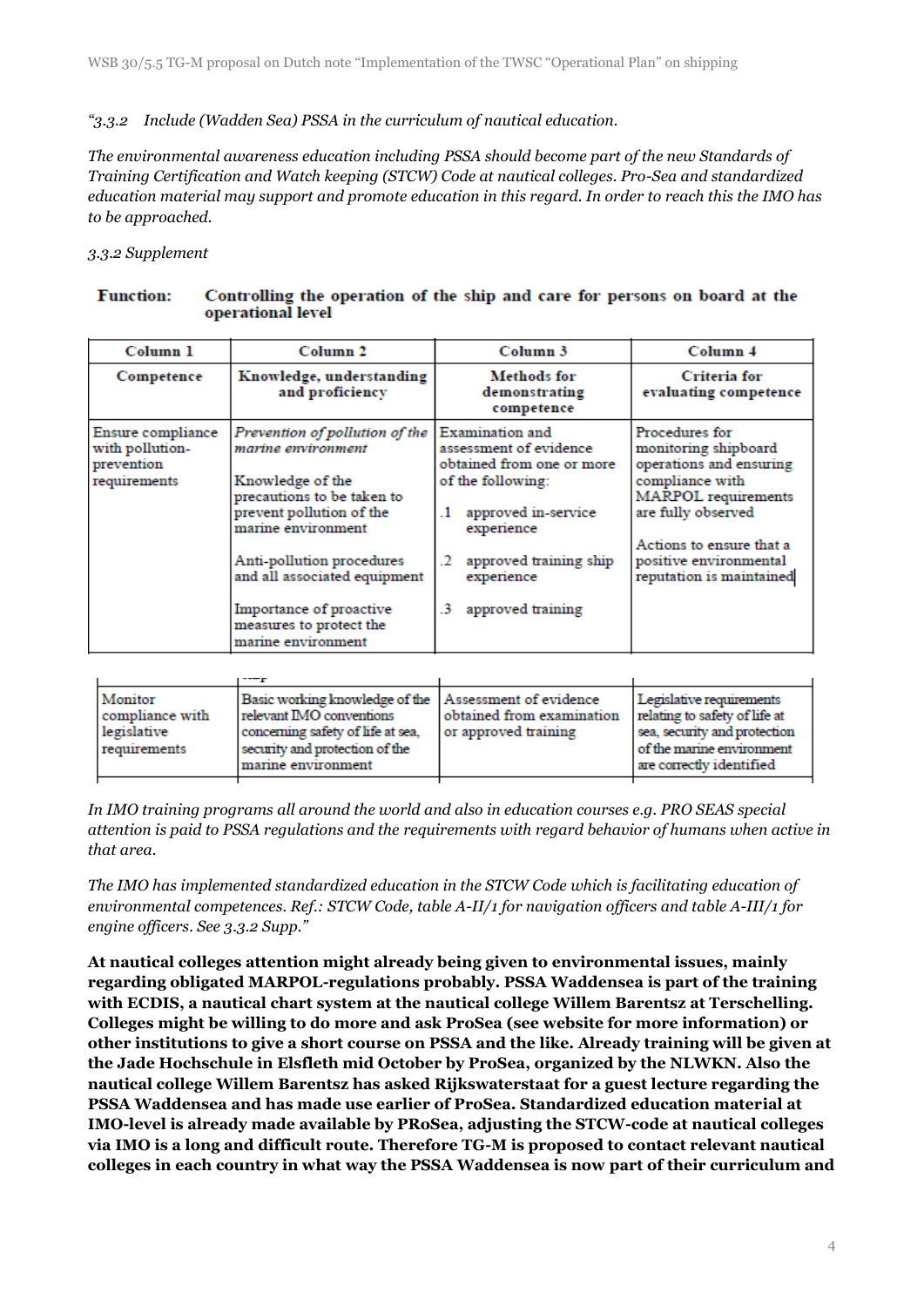*"3.3.2 Include (Wadden Sea) PSSA in the curriculum of nautical education.*

*The environmental awareness education including PSSA should become part of the new Standards of Training Certification and Watch keeping (STCW) Code at nautical colleges. Pro-Sea and standardized education material may support and promote education in this regard. In order to reach this the IMO has to be approached.*

*3.3.2 Supplement*

**Function: Controlling the operation of the ship and care for persons on board at the operational level**

| Column 1 | Column 2 | Column 3 | Column 4 |
|---|---|---|---|
| **Competence** | **Knowledge, understanding and proficiency** | **Methods for demonstrating competence** | **Criteria for evaluating competence** |
| Ensure compliance with pollution-prevention requirements | *Prevention of pollution of the marine environment*<br><br>Knowledge of the precautions to be taken to prevent pollution of the marine environment<br><br>Anti-pollution procedures and all associated equipment<br><br>Importance of proactive measures to protect the marine environment | Examination and assessment of evidence obtained from one or more of the following:<br><br>.1 approved in-service experience<br><br>.2 approved training ship experience<br><br>.3 approved training | Procedures for monitoring shipboard operations and ensuring compliance with MARPOL requirements are fully observed<br><br>Actions to ensure that a positive environmental reputation is maintained |
| Monitor compliance with legislative requirements | Basic working knowledge of the relevant IMO conventions concerning safety of life at sea, security and protection of the marine environment | Assessment of evidence obtained from examination or approved training | Legislative requirements relating to safety of life at sea, security and protection of the marine environment are correctly identified |

*In IMO training programs all around the world and also in education courses e.g. PRO SEAS special attention is paid to PSSA regulations and the requirements with regard behavior of humans when active in that area.*

*The IMO has implemented standardized education in the STCW Code which is facilitating education of environmental competences. Ref.: STCW Code, table A-II/1 for navigation officers and table A-III/1 for engine officers. See 3.3.2 Supp."*

**At nautical colleges attention might already being given to environmental issues, mainly regarding obligated MARPOL-regulations probably. PSSA Waddensea is part of the training with ECDIS, a nautical chart system at the nautical college Willem Barentsz at Terschelling. Colleges might be willing to do more and ask ProSea (see website for more information) or other institutions to give a short course on PSSA and the like. Already training will be given at the Jade Hochschule in Elsfleth mid October by ProSea, organized by the NLWKN. Also the nautical college Willem Barentsz has asked Rijkswaterstaat for a guest lecture regarding the PSSA Waddensea and has made use earlier of ProSea. Standardized education material at IMO-level is already made available by PRoSea, adjusting the STCW-code at nautical colleges via IMO is a long and difficult route. Therefore TG-M is proposed to contact relevant nautical colleges in each country in what way the PSSA Waddensea is now part of their curriculum and**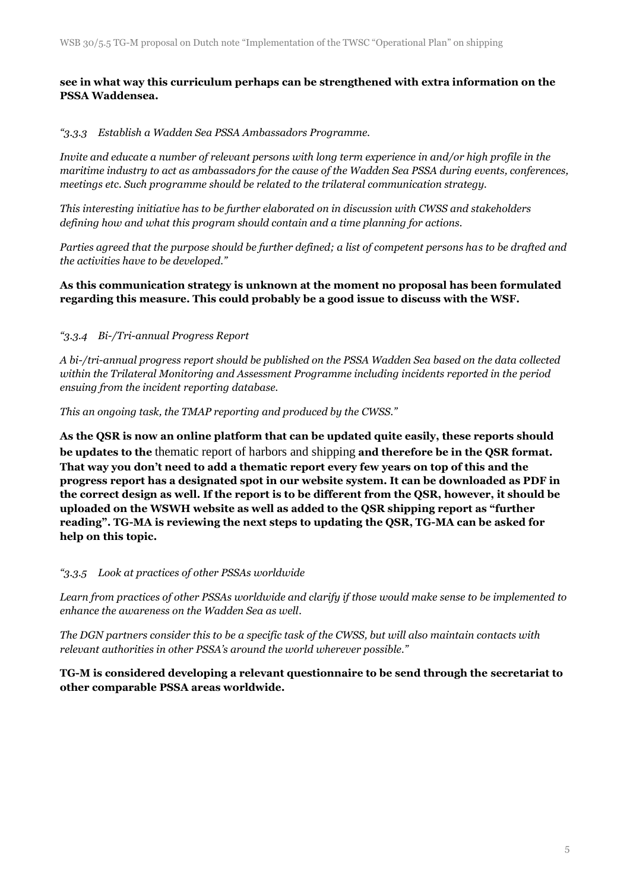**see in what way this curriculum perhaps can be strengthened with extra information on the PSSA Waddensea.**

*"3.3.3 Establish a Wadden Sea PSSA Ambassadors Programme.*

*Invite and educate a number of relevant persons with long term experience in and/or high profile in the maritime industry to act as ambassadors for the cause of the Wadden Sea PSSA during events, conferences, meetings etc. Such programme should be related to the trilateral communication strategy.*

*This interesting initiative has to be further elaborated on in discussion with CWSS and stakeholders defining how and what this program should contain and a time planning for actions.*

*Parties agreed that the purpose should be further defined; a list of competent persons has to be drafted and the activities have to be developed."*

**As this communication strategy is unknown at the moment no proposal has been formulated regarding this measure. This could probably be a good issue to discuss with the WSF.**

*"3.3.4 Bi-/Tri-annual Progress Report*

*A bi-/tri-annual progress report should be published on the PSSA Wadden Sea based on the data collected within the Trilateral Monitoring and Assessment Programme including incidents reported in the period ensuing from the incident reporting database.*

*This an ongoing task, the TMAP reporting and produced by the CWSS."*

**As the QSR is now an online platform that can be updated quite easily, these reports should be updates to the** thematic report of harbors and shipping **and therefore be in the QSR format. That way you don't need to add a thematic report every few years on top of this and the progress report has a designated spot in our website system. It can be downloaded as PDF in the correct design as well. If the report is to be different from the QSR, however, it should be uploaded on the WSWH website as well as added to the QSR shipping report as "further reading". TG-MA is reviewing the next steps to updating the QSR, TG-MA can be asked for help on this topic.**

*"3.3.5 Look at practices of other PSSAs worldwide*

*Learn from practices of other PSSAs worldwide and clarify if those would make sense to be implemented to enhance the awareness on the Wadden Sea as well.*

*The DGN partners consider this to be a specific task of the CWSS, but will also maintain contacts with relevant authorities in other PSSA's around the world wherever possible."*

**TG-M is considered developing a relevant questionnaire to be send through the secretariat to other comparable PSSA areas worldwide.**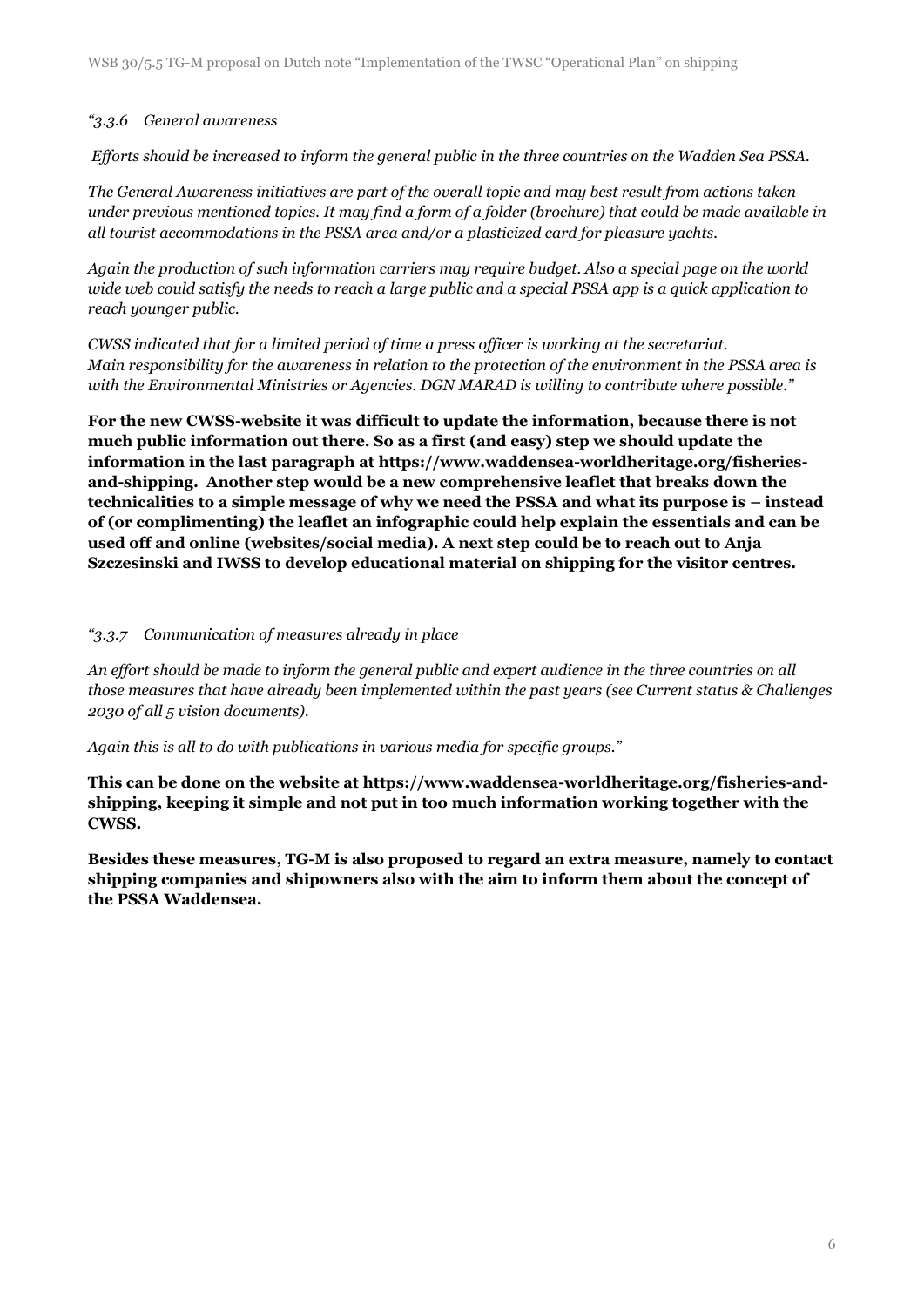*"3.3.6 General awareness*

*Efforts should be increased to inform the general public in the three countries on the Wadden Sea PSSA.*

*The General Awareness initiatives are part of the overall topic and may best result from actions taken under previous mentioned topics. It may find a form of a folder (brochure) that could be made available in all tourist accommodations in the PSSA area and/or a plasticized card for pleasure yachts.*

*Again the production of such information carriers may require budget. Also a special page on the world wide web could satisfy the needs to reach a large public and a special PSSA app is a quick application to reach younger public.*

*CWSS indicated that for a limited period of time a press officer is working at the secretariat. Main responsibility for the awareness in relation to the protection of the environment in the PSSA area is with the Environmental Ministries or Agencies. DGN MARAD is willing to contribute where possible."*

**For the new CWSS-website it was difficult to update the information, because there is not much public information out there. So as a first (and easy) step we should update the information in the last paragraph at https://www.waddensea-worldheritage.org/fisheries-and-shipping. Another step would be a new comprehensive leaflet that breaks down the technicalities to a simple message of why we need the PSSA and what its purpose is – instead of (or complimenting) the leaflet an infographic could help explain the essentials and can be used off and online (websites/social media). A next step could be to reach out to Anja Szczesinski and IWSS to develop educational material on shipping for the visitor centres.**

*"3.3.7 Communication of measures already in place*

*An effort should be made to inform the general public and expert audience in the three countries on all those measures that have already been implemented within the past years (see Current status & Challenges 2030 of all 5 vision documents).*

*Again this is all to do with publications in various media for specific groups."*

**This can be done on the website at https://www.waddensea-worldheritage.org/fisheries-and-shipping, keeping it simple and not put in too much information working together with the CWSS.**

**Besides these measures, TG-M is also proposed to regard an extra measure, namely to contact shipping companies and shipowners also with the aim to inform them about the concept of the PSSA Waddensea.**